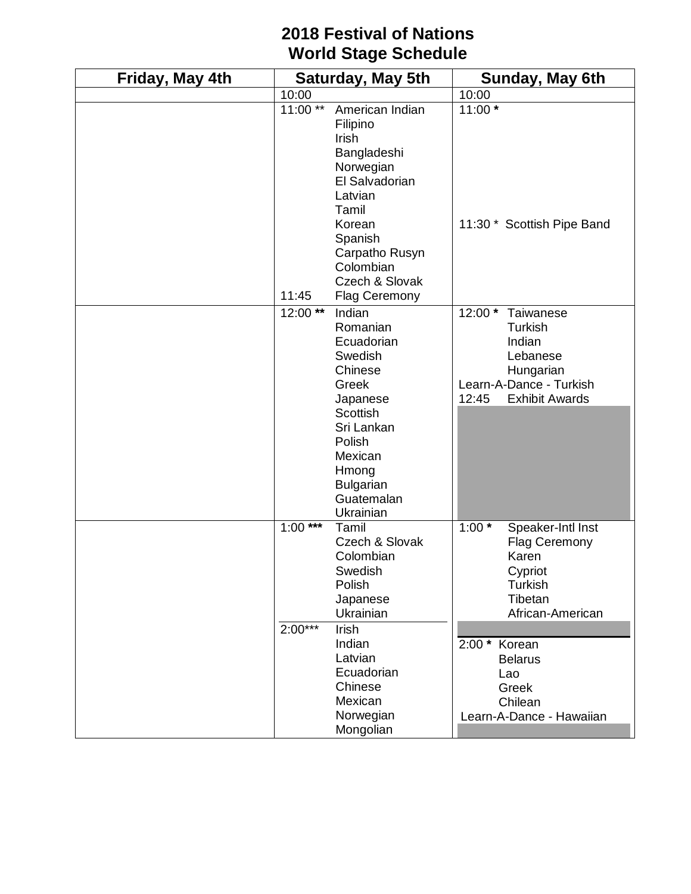# 2018 Festival of Nations
## World Stage Schedule

| Friday, May 4th | Saturday, May 5th | Sunday, May 6th |
|---|---|---|
| | 10:00 | 10:00 |
| | 11:00 ** American Indian, Filipino, Irish, Bangladeshi, Norwegian, El Salvadorian, Latvian, Tamil, Korean, Spanish, Carpatho Rusyn, Colombian, Czech & Slovak<br>11:45 Flag Ceremony | 11:00 *<br>11:30 * Scottish Pipe Band |
| | 12:00 ** Indian, Romanian, Ecuadorian, Swedish, Chinese, Greek, Japanese, Scottish, Sri Lankan, Polish, Mexican, Hmong, Bulgarian, Guatemalan, Ukrainian | 12:00 * Taiwanese, Turkish, Indian, Lebanese, Hungarian<br>Learn-A-Dance - Turkish<br>12:45 Exhibit Awards |
| | 1:00 *** Tamil, Czech & Slovak, Colombian, Swedish, Polish, Japanese, Ukrainian | 1:00 * Speaker-Intl Inst, Flag Ceremony, Karen, Cypriot, Turkish, Tibetan, African-American |
| | 2:00*** Irish, Indian, Latvian, Ecuadorian, Chinese, Mexican, Norwegian, Mongolian | 2:00 * Korean, Belarus, Lao, Greek, Chilean<br>Learn-A-Dance - Hawaiian |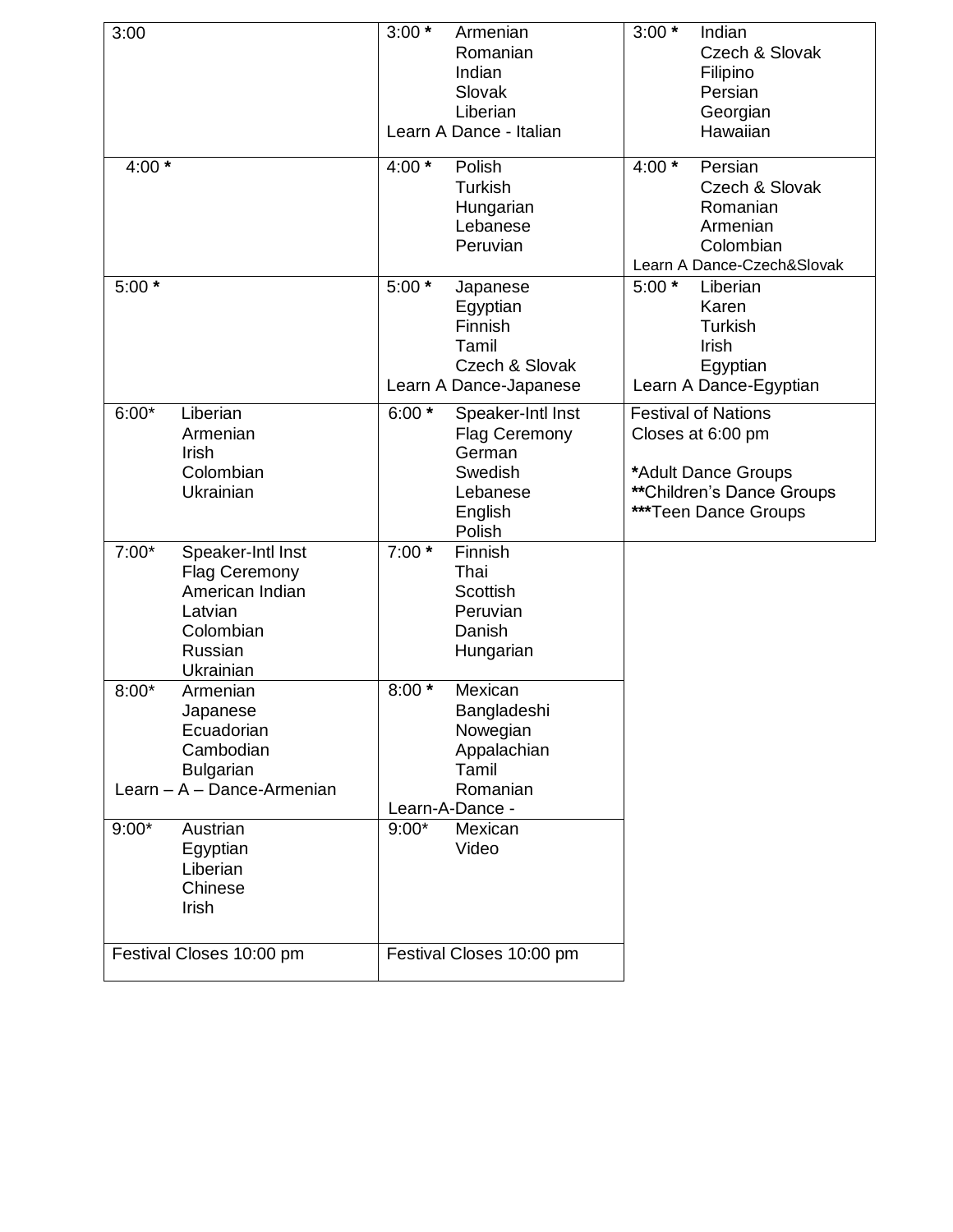| | | |
|---|---|---|
| 3:00 | 3:00 * Armenian<br>Romanian<br>Indian<br>Slovak<br>Liberian<br>Learn A Dance - Italian | 3:00 * Indian<br>Czech & Slovak<br>Filipino<br>Persian<br>Georgian<br>Hawaiian |
| 4:00 * | 4:00 * Polish<br>Turkish<br>Hungarian<br>Lebanese<br>Peruvian | 4:00 * Persian<br>Czech & Slovak<br>Romanian<br>Armenian<br>Colombian<br>Learn A Dance-Czech&Slovak |
| 5:00 * | 5:00 * Japanese<br>Egyptian<br>Finnish<br>Tamil<br>Czech & Slovak<br>Learn A Dance-Japanese | 5:00 * Liberian<br>Karen<br>Turkish<br>Irish<br>Egyptian<br>Learn A Dance-Egyptian |
| 6:00* Liberian<br>Armenian<br>Irish<br>Colombian<br>Ukrainian | 6:00 * Speaker-Intl Inst<br>Flag Ceremony<br>German<br>Swedish<br>Lebanese<br>English<br>Polish | Festival of Nations<br>Closes at 6:00 pm<br><br>**\***Adult Dance Groups<br>**\*\***Children's Dance Groups<br>**\*\*\***Teen Dance Groups |
| 7:00* Speaker-Intl Inst<br>Flag Ceremony<br>American Indian<br>Latvian<br>Colombian<br>Russian<br>Ukrainian | 7:00 * Finnish<br>Thai<br>Scottish<br>Peruvian<br>Danish<br>Hungarian | |
| 8:00* Armenian<br>Japanese<br>Ecuadorian<br>Cambodian<br>Bulgarian<br>Learn – A – Dance-Armenian | 8:00 * Mexican<br>Bangladeshi<br>Nowegian<br>Appalachian<br>Tamil<br>Romanian<br>Learn-A-Dance - | |
| 9:00* Austrian<br>Egyptian<br>Liberian<br>Chinese<br>Irish | 9:00* Mexican<br>Video | |
| Festival Closes 10:00 pm | Festival Closes 10:00 pm | |